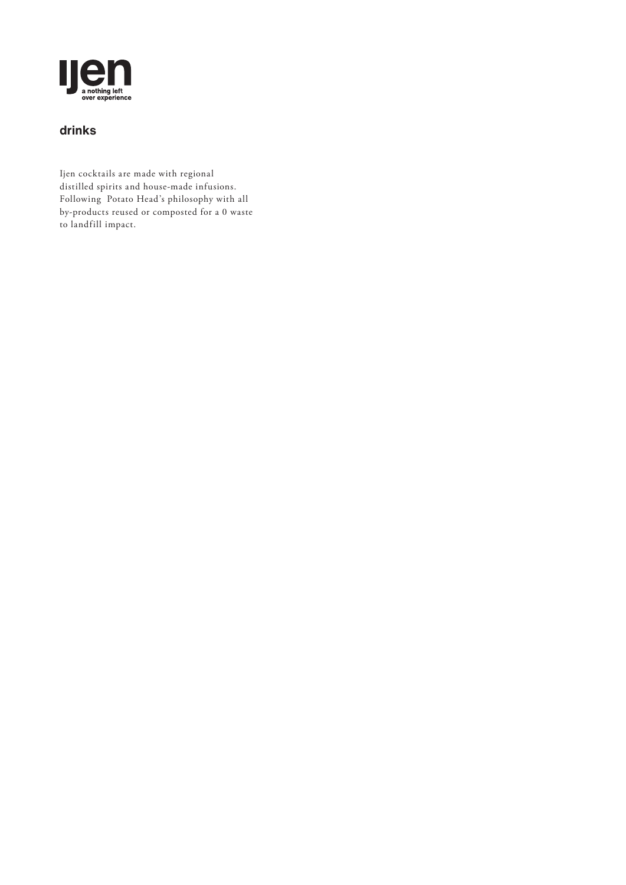# ijen

a nothing left over experience

## drinks

Ijen cocktails are made with regional distilled spirits and house-made infusions. Following Potato Head's philosophy with all by-products reused or composted for a 0 waste to landfill impact.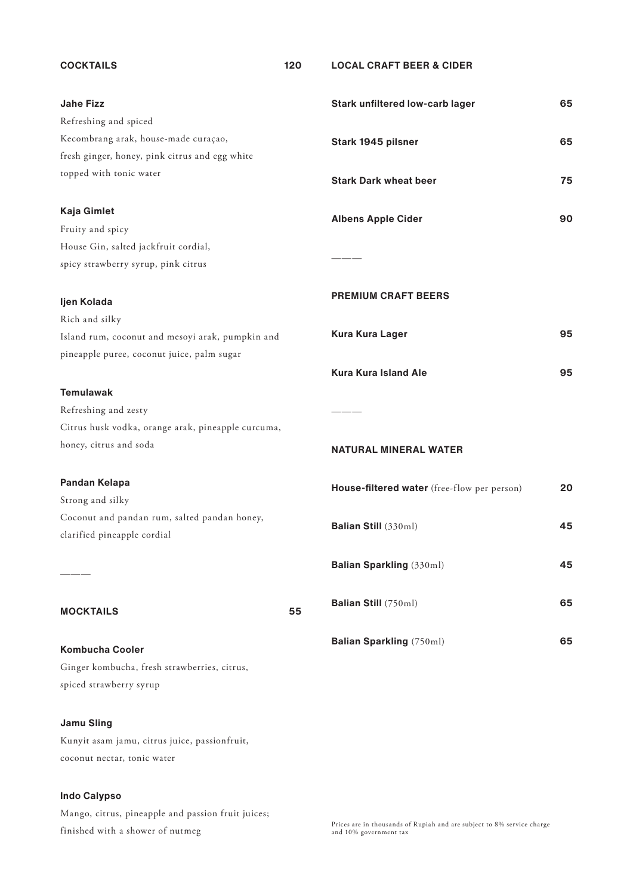## COCKTAILS 120

**Jahe Fizz**
Refreshing and spiced
Kecombrang arak, house-made curaçao, fresh ginger, honey, pink citrus and egg white topped with tonic water

**Kaja Gimlet**
Fruity and spicy
House Gin, salted jackfruit cordial, spicy strawberry syrup, pink citrus

**Ijen Kolada**
Rich and silky
Island rum, coconut and mesoyi arak, pumpkin and pineapple puree, coconut juice, palm sugar

**Temulawak**
Refreshing and zesty
Citrus husk vodka, orange arak, pineapple curcuma, honey, citrus and soda

**Pandan Kelapa**
Strong and silky
Coconut and pandan rum, salted pandan honey, clarified pineapple cordial

———

## MOCKTAILS 55

**Kombucha Cooler**
Ginger kombucha, fresh strawberries, citrus, spiced strawberry syrup

**Jamu Sling**
Kunyit asam jamu, citrus juice, passionfruit, coconut nectar, tonic water

**Indo Calypso**
Mango, citrus, pineapple and passion fruit juices; finished with a shower of nutmeg

## LOCAL CRAFT BEER & CIDER

| | |
|---|---|
| **Stark unfiltered low-carb lager** | 65 |
| **Stark 1945 pilsner** | 65 |
| **Stark Dark wheat beer** | 75 |
| **Albens Apple Cider** | 90 |

———

## PREMIUM CRAFT BEERS

| | |
|---|---|
| **Kura Kura Lager** | 95 |
| **Kura Kura Island Ale** | 95 |

———

## NATURAL MINERAL WATER

| | |
|---|---|
| **House-filtered water** (free-flow per person) | 20 |
| **Balian Still** (330ml) | 45 |
| **Balian Sparkling** (330ml) | 45 |
| **Balian Still** (750ml) | 65 |
| **Balian Sparkling** (750ml) | 65 |

Prices are in thousands of Rupiah and are subject to 8% service charge and 10% government tax